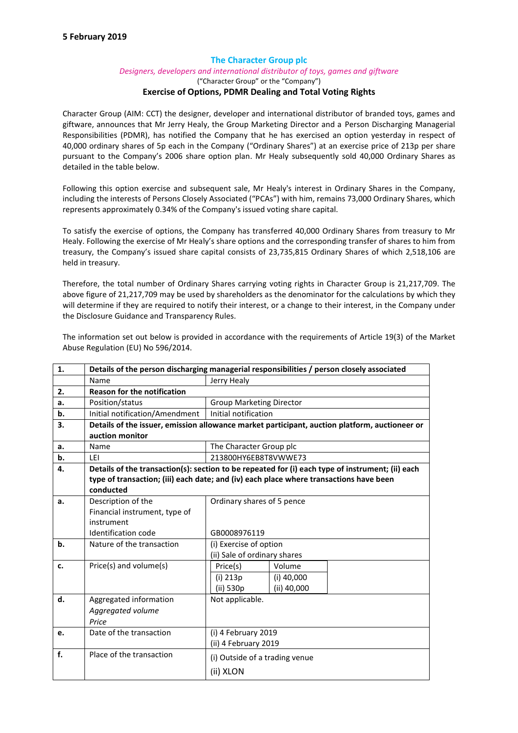**5 February 2019**

# The Character Group plc

*Designers, developers and international distributor of toys, games and giftware*

("Character Group" or the "Company")

## Exercise of Options, PDMR Dealing and Total Voting Rights

Character Group (AIM: CCT) the designer, developer and international distributor of branded toys, games and giftware, announces that Mr Jerry Healy, the Group Marketing Director and a Person Discharging Managerial Responsibilities (PDMR), has notified the Company that he has exercised an option yesterday in respect of 40,000 ordinary shares of 5p each in the Company ("Ordinary Shares") at an exercise price of 213p per share pursuant to the Company's 2006 share option plan. Mr Healy subsequently sold 40,000 Ordinary Shares as detailed in the table below.

Following this option exercise and subsequent sale, Mr Healy's interest in Ordinary Shares in the Company, including the interests of Persons Closely Associated ("PCAs") with him, remains 73,000 Ordinary Shares, which represents approximately 0.34% of the Company's issued voting share capital.

To satisfy the exercise of options, the Company has transferred 40,000 Ordinary Shares from treasury to Mr Healy. Following the exercise of Mr Healy's share options and the corresponding transfer of shares to him from treasury, the Company's issued share capital consists of 23,735,815 Ordinary Shares of which 2,518,106 are held in treasury.

Therefore, the total number of Ordinary Shares carrying voting rights in Character Group is 21,217,709. The above figure of 21,217,709 may be used by shareholders as the denominator for the calculations by which they will determine if they are required to notify their interest, or a change to their interest, in the Company under the Disclosure Guidance and Transparency Rules.

The information set out below is provided in accordance with the requirements of Article 19(3) of the Market Abuse Regulation (EU) No 596/2014.

| 1. | **Details of the person discharging managerial responsibilities / person closely associated** | |
|---|---|---|
| | Name | Jerry Healy |
| **2.** | **Reason for the notification** | |
| **a.** | Position/status | Group Marketing Director |
| **b.** | Initial notification/Amendment | Initial notification |
| **3.** | **Details of the issuer, emission allowance market participant, auction platform, auctioneer or auction monitor** | |
| **a.** | Name | The Character Group plc |
| **b.** | LEI | 213800HY6EB8T8VWWE73 |
| **4.** | **Details of the transaction(s): section to be repeated for (i) each type of instrument; (ii) each type of transaction; (iii) each date; and (iv) each place where transactions have been conducted** | |
| **a.** | Description of the Financial instrument, type of instrument<br>Identification code | Ordinary shares of 5 pence<br>GB0008976119 |
| **b.** | Nature of the transaction | (i) Exercise of option<br>(ii) Sale of ordinary shares |
| **c.** | Price(s) and volume(s) | Price(s): (i) 213p, (ii) 530p<br>Volume: (i) 40,000, (ii) 40,000 |
| **d.** | Aggregated information<br>*Aggregated volume*<br>*Price* | Not applicable. |
| **e.** | Date of the transaction | (i) 4 February 2019<br>(ii) 4 February 2019 |
| **f.** | Place of the transaction | (i) Outside of a trading venue<br>(ii) XLON |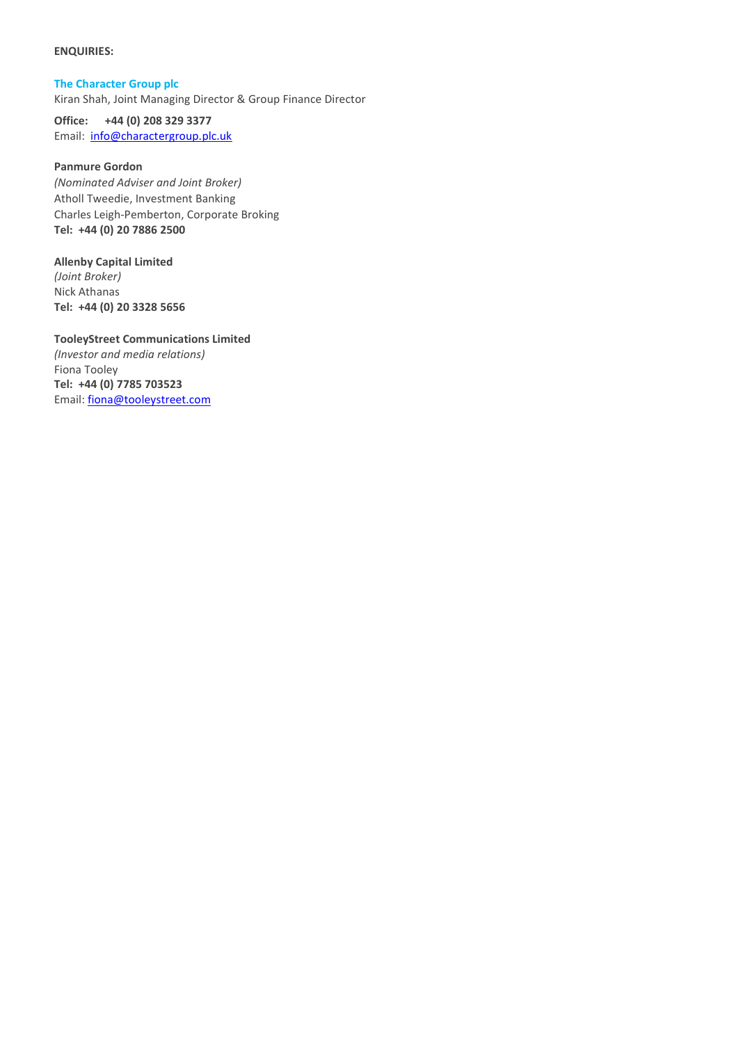**ENQUIRIES:**

**The Character Group plc**
Kiran Shah, Joint Managing Director & Group Finance Director

**Office: +44 (0) 208 329 3377**
Email: info@charactergroup.plc.uk

**Panmure Gordon**
*(Nominated Adviser and Joint Broker)*
Atholl Tweedie, Investment Banking
Charles Leigh-Pemberton, Corporate Broking
**Tel: +44 (0) 20 7886 2500**

**Allenby Capital Limited**
*(Joint Broker)*
Nick Athanas
**Tel: +44 (0) 20 3328 5656**

**TooleyStreet Communications Limited**
*(Investor and media relations)*
Fiona Tooley
**Tel: +44 (0) 7785 703523**
Email: fiona@tooleystreet.com